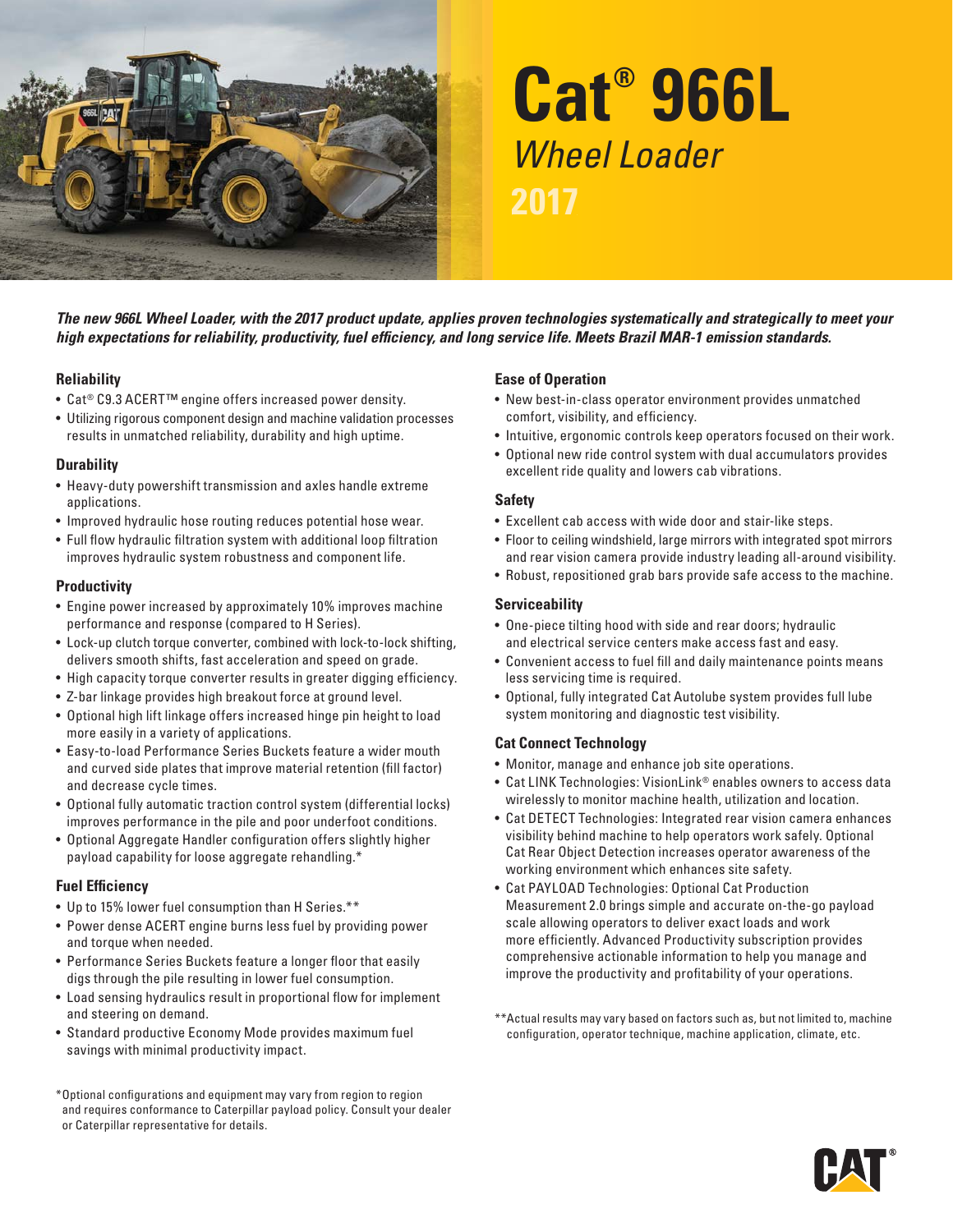# Cat® 966L

## *Wheel Loader*

## 2017

***The new 966L Wheel Loader, with the 2017 product update, applies proven technologies systematically and strategically to meet your high expectations for reliability, productivity, fuel efficiency, and long service life. Meets Brazil MAR-1 emission standards.***

### Reliability

- Cat® C9.3 ACERT™ engine offers increased power density.
- Utilizing rigorous component design and machine validation processes results in unmatched reliability, durability and high uptime.

### Durability

- Heavy-duty powershift transmission and axles handle extreme applications.
- Improved hydraulic hose routing reduces potential hose wear.
- Full flow hydraulic filtration system with additional loop filtration improves hydraulic system robustness and component life.

### Productivity

- Engine power increased by approximately 10% improves machine performance and response (compared to H Series).
- Lock-up clutch torque converter, combined with lock-to-lock shifting, delivers smooth shifts, fast acceleration and speed on grade.
- High capacity torque converter results in greater digging efficiency.
- Z-bar linkage provides high breakout force at ground level.
- Optional high lift linkage offers increased hinge pin height to load more easily in a variety of applications.
- Easy-to-load Performance Series Buckets feature a wider mouth and curved side plates that improve material retention (fill factor) and decrease cycle times.
- Optional fully automatic traction control system (differential locks) improves performance in the pile and poor underfoot conditions.
- Optional Aggregate Handler configuration offers slightly higher payload capability for loose aggregate rehandling.*

### Fuel Efficiency

- Up to 15% lower fuel consumption than H Series.**
- Power dense ACERT engine burns less fuel by providing power and torque when needed.
- Performance Series Buckets feature a longer floor that easily digs through the pile resulting in lower fuel consumption.
- Load sensing hydraulics result in proportional flow for implement and steering on demand.
- Standard productive Economy Mode provides maximum fuel savings with minimal productivity impact.

*Optional configurations and equipment may vary from region to region and requires conformance to Caterpillar payload policy. Consult your dealer or Caterpillar representative for details.

### Ease of Operation

- New best-in-class operator environment provides unmatched comfort, visibility, and efficiency.
- Intuitive, ergonomic controls keep operators focused on their work.
- Optional new ride control system with dual accumulators provides excellent ride quality and lowers cab vibrations.

### Safety

- Excellent cab access with wide door and stair-like steps.
- Floor to ceiling windshield, large mirrors with integrated spot mirrors and rear vision camera provide industry leading all-around visibility.
- Robust, repositioned grab bars provide safe access to the machine.

### Serviceability

- One-piece tilting hood with side and rear doors; hydraulic and electrical service centers make access fast and easy.
- Convenient access to fuel fill and daily maintenance points means less servicing time is required.
- Optional, fully integrated Cat Autolube system provides full lube system monitoring and diagnostic test visibility.

### Cat Connect Technology

- Monitor, manage and enhance job site operations.
- Cat LINK Technologies: VisionLink® enables owners to access data wirelessly to monitor machine health, utilization and location.
- Cat DETECT Technologies: Integrated rear vision camera enhances visibility behind machine to help operators work safely. Optional Cat Rear Object Detection increases operator awareness of the working environment which enhances site safety.
- Cat PAYLOAD Technologies: Optional Cat Production Measurement 2.0 brings simple and accurate on-the-go payload scale allowing operators to deliver exact loads and work more efficiently. Advanced Productivity subscription provides comprehensive actionable information to help you manage and improve the productivity and profitability of your operations.

**Actual results may vary based on factors such as, but not limited to, machine configuration, operator technique, machine application, climate, etc.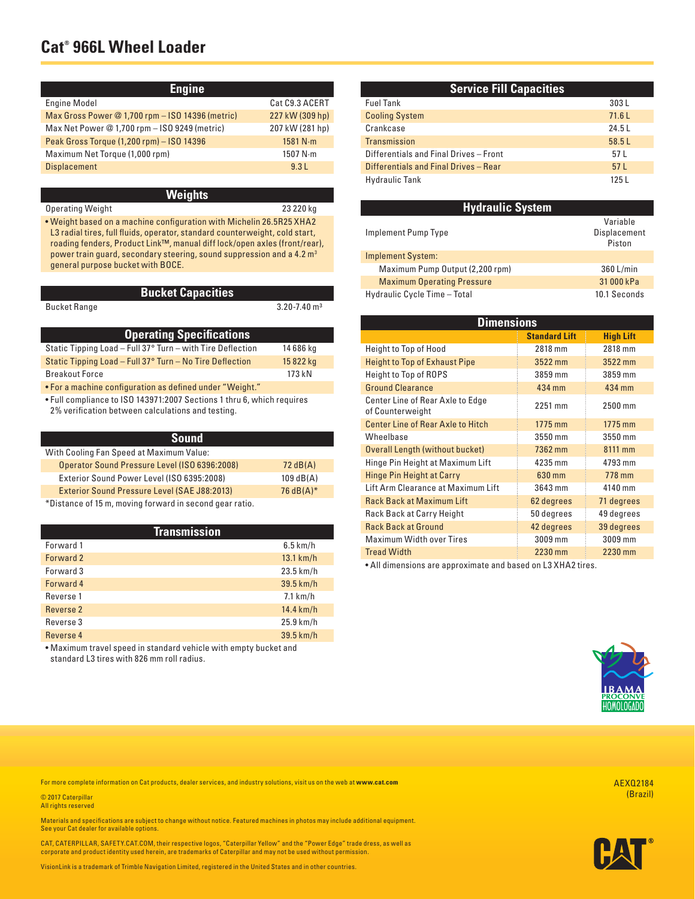# Cat® 966L Wheel Loader

## Engine

| | |
|---|---|
| Engine Model | Cat C9.3 ACERT |
| Max Gross Power @ 1,700 rpm – ISO 14396 (metric) | 227 kW (309 hp) |
| Max Net Power @ 1,700 rpm – ISO 9249 (metric) | 207 kW (281 hp) |
| Peak Gross Torque (1,200 rpm) – ISO 14396 | 1581 N·m |
| Maximum Net Torque (1,000 rpm) | 1507 N·m |
| Displacement | 9.3 L |

## Weights

| | |
|---|---|
| Operating Weight | 23 220 kg |

- Weight based on a machine configuration with Michelin 26.5R25 XHA2 L3 radial tires, full fluids, operator, standard counterweight, cold start, roading fenders, Product Link™, manual diff lock/open axles (front/rear), power train guard, secondary steering, sound suppression and a 4.2 m³ general purpose bucket with BOCE.

## Bucket Capacities

| | |
|---|---|
| Bucket Range | 3.20-7.40 m³ |

## Operating Specifications

| | |
|---|---|
| Static Tipping Load – Full 37° Turn – with Tire Deflection | 14 686 kg |
| Static Tipping Load – Full 37° Turn – No Tire Deflection | 15 822 kg |
| Breakout Force | 173 kN |

- For a machine configuration as defined under "Weight."
- Full compliance to ISO 143971:2007 Sections 1 thru 6, which requires 2% verification between calculations and testing.

## Sound

| | |
|---|---|
| With Cooling Fan Speed at Maximum Value: | |
| Operator Sound Pressure Level (ISO 6396:2008) | 72 dB(A) |
| Exterior Sound Power Level (ISO 6395:2008) | 109 dB(A) |
| Exterior Sound Pressure Level (SAE J88:2013) | 76 dB(A)* |

*Distance of 15 m, moving forward in second gear ratio.

## Transmission

| | |
|---|---|
| Forward 1 | 6.5 km/h |
| Forward 2 | 13.1 km/h |
| Forward 3 | 23.5 km/h |
| Forward 4 | 39.5 km/h |
| Reverse 1 | 7.1 km/h |
| Reverse 2 | 14.4 km/h |
| Reverse 3 | 25.9 km/h |
| Reverse 4 | 39.5 km/h |

- Maximum travel speed in standard vehicle with empty bucket and standard L3 tires with 826 mm roll radius.

## Service Fill Capacities

| | |
|---|---|
| Fuel Tank | 303 L |
| Cooling System | 71.6 L |
| Crankcase | 24.5 L |
| Transmission | 58.5 L |
| Differentials and Final Drives – Front | 57 L |
| Differentials and Final Drives – Rear | 57 L |
| Hydraulic Tank | 125 L |

## Hydraulic System

| | |
|---|---|
| Implement Pump Type | Variable Displacement Piston |
| Implement System: | |
| Maximum Pump Output (2,200 rpm) | 360 L/min |
| Maximum Operating Pressure | 31 000 kPa |
| Hydraulic Cycle Time – Total | 10.1 Seconds |

## Dimensions

| | Standard Lift | High Lift |
|---|---|---|
| Height to Top of Hood | 2818 mm | 2818 mm |
| Height to Top of Exhaust Pipe | 3522 mm | 3522 mm |
| Height to Top of ROPS | 3859 mm | 3859 mm |
| Ground Clearance | 434 mm | 434 mm |
| Center Line of Rear Axle to Edge of Counterweight | 2251 mm | 2500 mm |
| Center Line of Rear Axle to Hitch | 1775 mm | 1775 mm |
| Wheelbase | 3550 mm | 3550 mm |
| Overall Length (without bucket) | 7362 mm | 8111 mm |
| Hinge Pin Height at Maximum Lift | 4235 mm | 4793 mm |
| Hinge Pin Height at Carry | 630 mm | 778 mm |
| Lift Arm Clearance at Maximum Lift | 3643 mm | 4140 mm |
| Rack Back at Maximum Lift | 62 degrees | 71 degrees |
| Rack Back at Carry Height | 50 degrees | 49 degrees |
| Rack Back at Ground | 42 degrees | 39 degrees |
| Maximum Width over Tires | 3009 mm | 3009 mm |
| Tread Width | 2230 mm | 2230 mm |

- All dimensions are approximate and based on L3 XHA2 tires.

IBAMA PROCONVE HOMOLOGADO

For more complete information on Cat products, dealer services, and industry solutions, visit us on the web at **www.cat.com**

© 2017 Caterpillar
All rights reserved

Materials and specifications are subject to change without notice. Featured machines in photos may include additional equipment. See your Cat dealer for available options.

CAT, CATERPILLAR, SAFETY.CAT.COM, their respective logos, "Caterpillar Yellow" and the "Power Edge" trade dress, as well as corporate and product identity used herein, are trademarks of Caterpillar and may not be used without permission.

VisionLink is a trademark of Trimble Navigation Limited, registered in the United States and in other countries.

AEXQ2184 (Brazil)